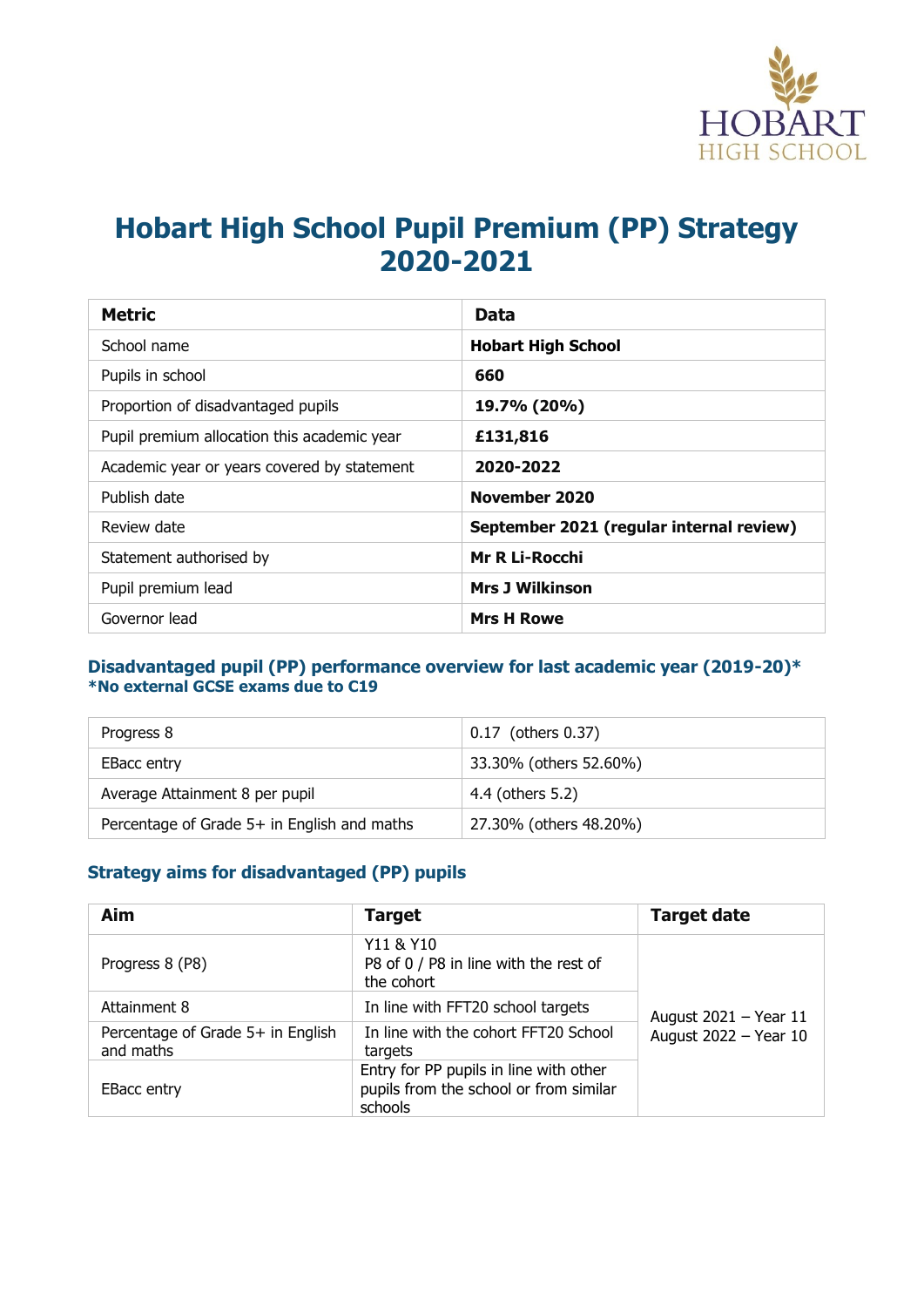# Hobart High School Pupil Premium (PP) Strategy 2020-2021

| Metric | Data |
|---|---|
| School name | **Hobart High School** |
| Pupils in school | **660** |
| Proportion of disadvantaged pupils | **19.7% (20%)** |
| Pupil premium allocation this academic year | **£131,816** |
| Academic year or years covered by statement | **2020-2022** |
| Publish date | **November 2020** |
| Review date | **September 2021 (regular internal review)** |
| Statement authorised by | **Mr R Li-Rocchi** |
| Pupil premium lead | **Mrs J Wilkinson** |
| Governor lead | **Mrs H Rowe** |

### Disadvantaged pupil (PP) performance overview for last academic year (2019-20)*
**\*No external GCSE exams due to C19**

| | |
|---|---|
| Progress 8 | 0.17 (others 0.37) |
| EBacc entry | 33.30% (others 52.60%) |
| Average Attainment 8 per pupil | 4.4 (others 5.2) |
| Percentage of Grade 5+ in English and maths | 27.30% (others 48.20%) |

### Strategy aims for disadvantaged (PP) pupils

| Aim | Target | Target date |
|---|---|---|
| Progress 8 (P8) | Y11 & Y10<br>P8 of 0 / P8 in line with the rest of the cohort | August 2021 – Year 11<br>August 2022 – Year 10 |
| Attainment 8 | In line with FFT20 school targets | |
| Percentage of Grade 5+ in English and maths | In line with the cohort FFT20 School targets | |
| EBacc entry | Entry for PP pupils in line with other pupils from the school or from similar schools | |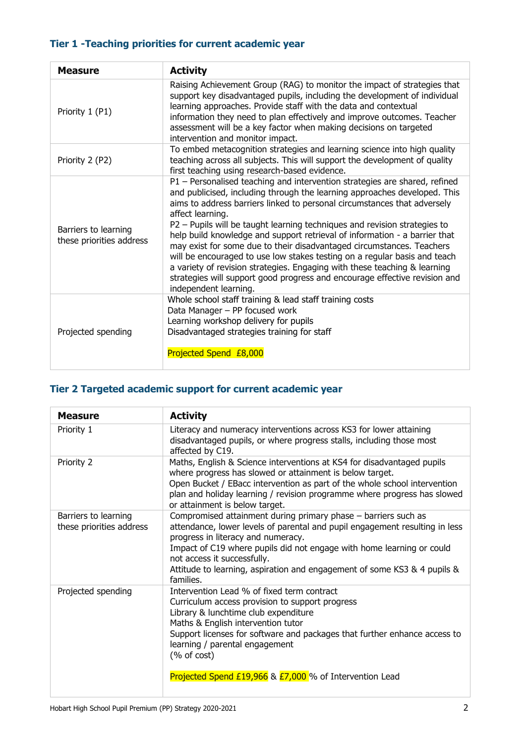### Tier 1 -Teaching priorities for current academic year

| Measure | Activity |
|---|---|
| Priority 1 (P1) | Raising Achievement Group (RAG) to monitor the impact of strategies that support key disadvantaged pupils, including the development of individual learning approaches. Provide staff with the data and contextual information they need to plan effectively and improve outcomes. Teacher assessment will be a key factor when making decisions on targeted intervention and monitor impact. |
| Priority 2 (P2) | To embed metacognition strategies and learning science into high quality teaching across all subjects. This will support the development of quality first teaching using research-based evidence. |
| Barriers to learning these priorities address | P1 – Personalised teaching and intervention strategies are shared, refined and publicised, including through the learning approaches developed. This aims to address barriers linked to personal circumstances that adversely affect learning.<br>P2 – Pupils will be taught learning techniques and revision strategies to help build knowledge and support retrieval of information - a barrier that may exist for some due to their disadvantaged circumstances. Teachers will be encouraged to use low stakes testing on a regular basis and teach a variety of revision strategies. Engaging with these teaching & learning strategies will support good progress and encourage effective revision and independent learning. |
| Projected spending | Whole school staff training & lead staff training costs<br>Data Manager – PP focused work<br>Learning workshop delivery for pupils<br>Disadvantaged strategies training for staff<br><br>Projected Spend £8,000 |

### Tier 2 Targeted academic support for current academic year

| Measure | Activity |
|---|---|
| Priority 1 | Literacy and numeracy interventions across KS3 for lower attaining disadvantaged pupils, or where progress stalls, including those most affected by C19. |
| Priority 2 | Maths, English & Science interventions at KS4 for disadvantaged pupils where progress has slowed or attainment is below target.<br>Open Bucket / EBacc intervention as part of the whole school intervention plan and holiday learning / revision programme where progress has slowed or attainment is below target. |
| Barriers to learning these priorities address | Compromised attainment during primary phase – barriers such as attendance, lower levels of parental and pupil engagement resulting in less progress in literacy and numeracy.<br>Impact of C19 where pupils did not engage with home learning or could not access it successfully.<br>Attitude to learning, aspiration and engagement of some KS3 & 4 pupils & families. |
| Projected spending | Intervention Lead % of fixed term contract<br>Curriculum access provision to support progress<br>Library & lunchtime club expenditure<br>Maths & English intervention tutor<br>Support licenses for software and packages that further enhance access to learning / parental engagement<br>(% of cost)<br><br>Projected Spend £19,966 & £7,000 % of Intervention Lead |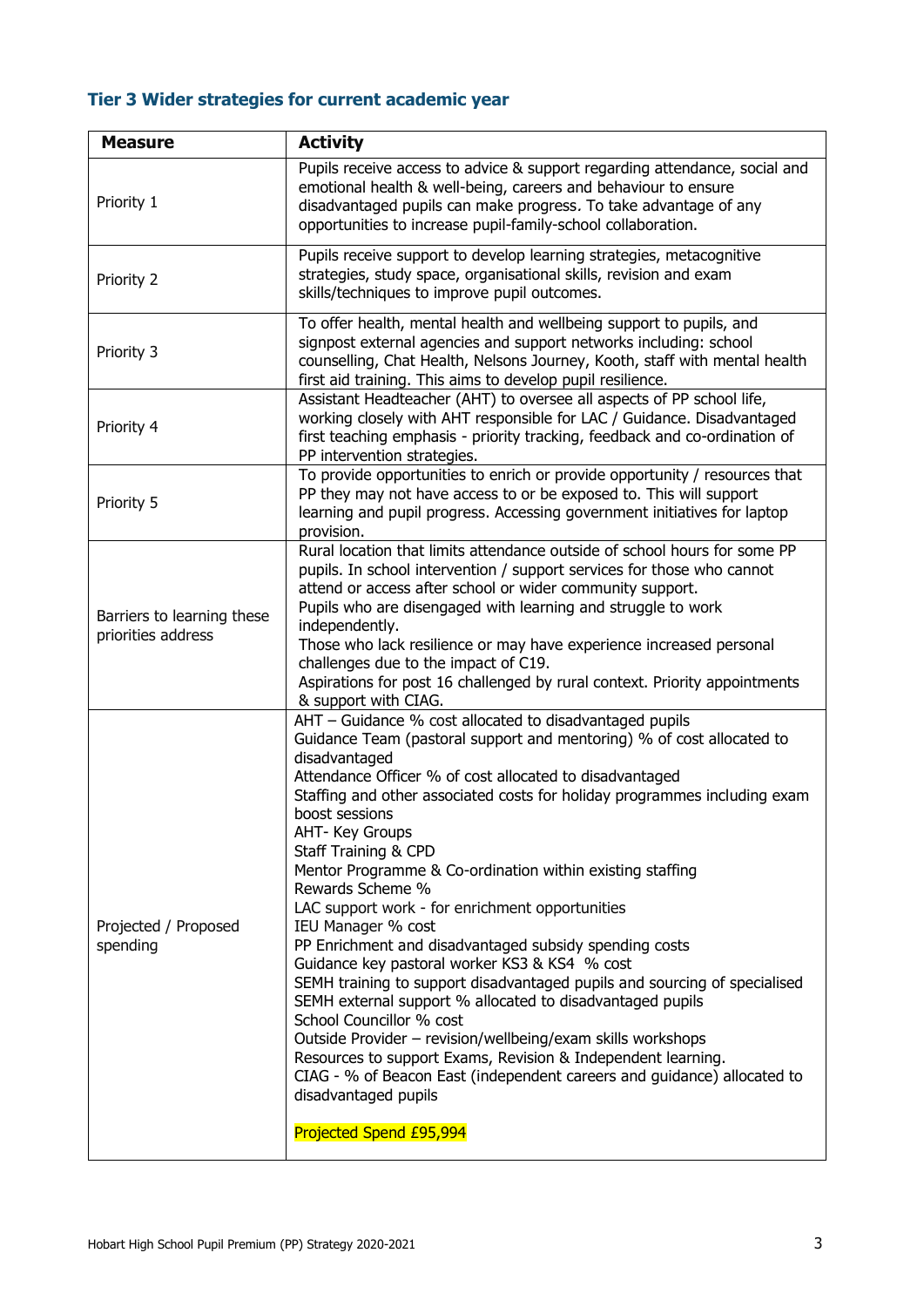### Tier 3 Wider strategies for current academic year

| Measure | Activity |
|---|---|
| Priority 1 | Pupils receive access to advice & support regarding attendance, social and emotional health & well-being, careers and behaviour to ensure disadvantaged pupils can make progress. To take advantage of any opportunities to increase pupil-family-school collaboration. |
| Priority 2 | Pupils receive support to develop learning strategies, metacognitive strategies, study space, organisational skills, revision and exam skills/techniques to improve pupil outcomes. |
| Priority 3 | To offer health, mental health and wellbeing support to pupils, and signpost external agencies and support networks including: school counselling, Chat Health, Nelsons Journey, Kooth, staff with mental health first aid training. This aims to develop pupil resilience. |
| Priority 4 | Assistant Headteacher (AHT) to oversee all aspects of PP school life, working closely with AHT responsible for LAC / Guidance. Disadvantaged first teaching emphasis - priority tracking, feedback and co-ordination of PP intervention strategies. |
| Priority 5 | To provide opportunities to enrich or provide opportunity / resources that PP they may not have access to or be exposed to. This will support learning and pupil progress. Accessing government initiatives for laptop provision. |
| Barriers to learning these priorities address | Rural location that limits attendance outside of school hours for some PP pupils. In school intervention / support services for those who cannot attend or access after school or wider community support.<br>Pupils who are disengaged with learning and struggle to work independently.<br>Those who lack resilience or may have experience increased personal challenges due to the impact of C19.<br>Aspirations for post 16 challenged by rural context. Priority appointments & support with CIAG. |
| Projected / Proposed spending | AHT – Guidance % cost allocated to disadvantaged pupils<br>Guidance Team (pastoral support and mentoring) % of cost allocated to disadvantaged<br>Attendance Officer % of cost allocated to disadvantaged<br>Staffing and other associated costs for holiday programmes including exam boost sessions<br>AHT- Key Groups<br>Staff Training & CPD<br>Mentor Programme & Co-ordination within existing staffing<br>Rewards Scheme %<br>LAC support work - for enrichment opportunities<br>IEU Manager % cost<br>PP Enrichment and disadvantaged subsidy spending costs<br>Guidance key pastoral worker KS3 & KS4 % cost<br>SEMH training to support disadvantaged pupils and sourcing of specialised SEMH external support % allocated to disadvantaged pupils<br>School Councillor % cost<br>Outside Provider – revision/wellbeing/exam skills workshops<br>Resources to support Exams, Revision & Independent learning.<br>CIAG - % of Beacon East (independent careers and guidance) allocated to disadvantaged pupils<br><br>Projected Spend £95,994 |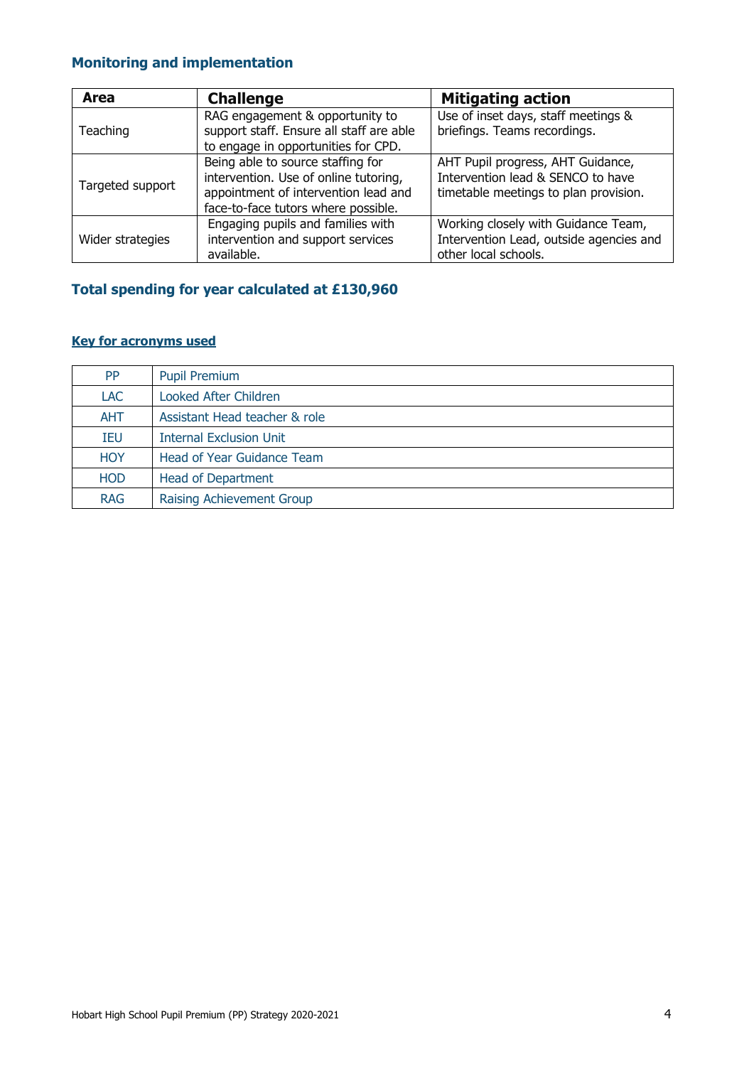## Monitoring and implementation

| Area | Challenge | Mitigating action |
|---|---|---|
| Teaching | RAG engagement & opportunity to support staff. Ensure all staff are able to engage in opportunities for CPD. | Use of inset days, staff meetings & briefings. Teams recordings. |
| Targeted support | Being able to source staffing for intervention. Use of online tutoring, appointment of intervention lead and face-to-face tutors where possible. | AHT Pupil progress, AHT Guidance, Intervention lead & SENCO to have timetable meetings to plan provision. |
| Wider strategies | Engaging pupils and families with intervention and support services available. | Working closely with Guidance Team, Intervention Lead, outside agencies and other local schools. |

## Total spending for year calculated at £130,960

### Key for acronyms used

| | |
|---|---|
| PP | Pupil Premium |
| LAC | Looked After Children |
| AHT | Assistant Head teacher & role |
| IEU | Internal Exclusion Unit |
| HOY | Head of Year Guidance Team |
| HOD | Head of Department |
| RAG | Raising Achievement Group |